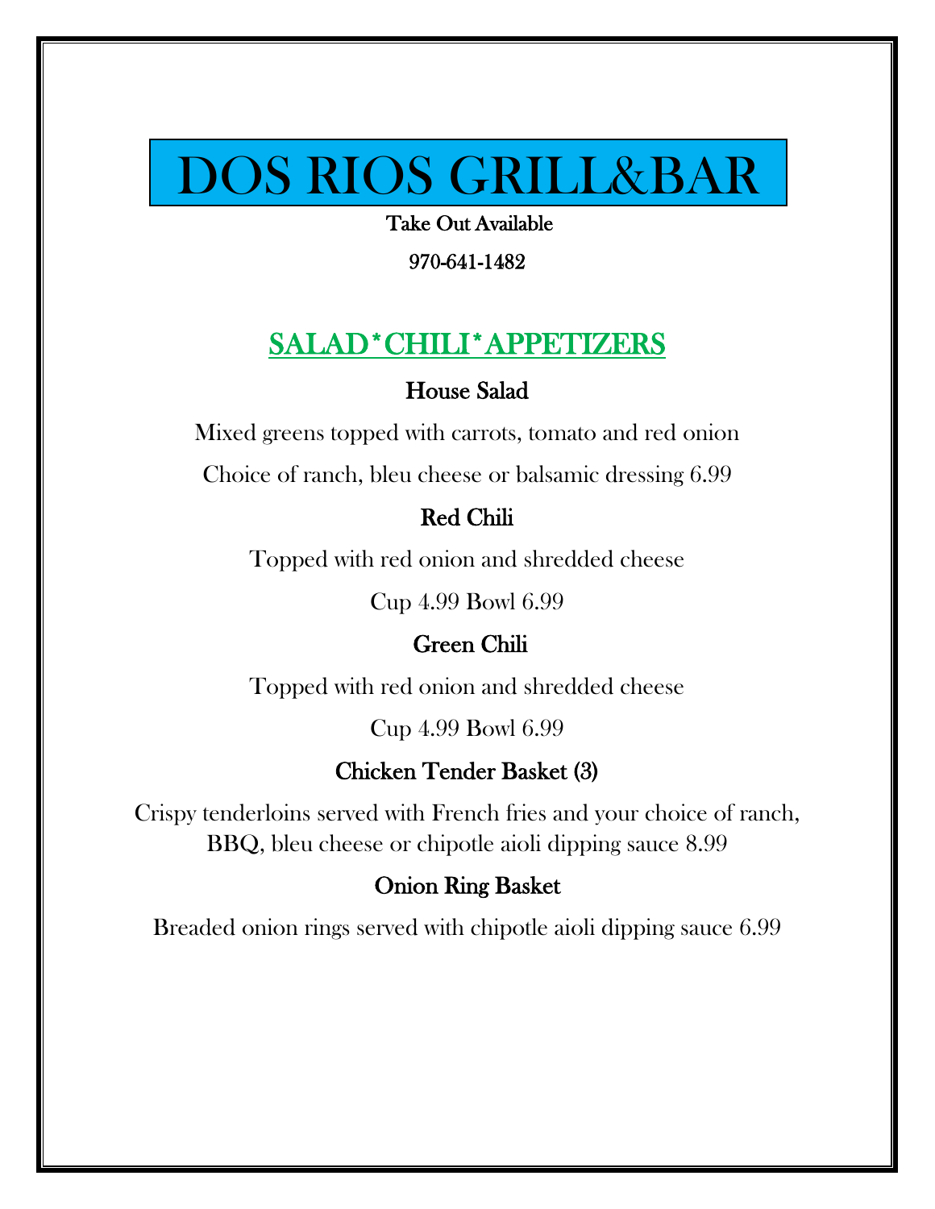# DOS RIOS GRILL&BAR

**Take Out Available**

**970-641-1482**

## SALAD*CHILI*APPETIZERS

### House Salad

Mixed greens topped with carrots, tomato and red onion

Choice of ranch, bleu cheese or balsamic dressing 6.99

### Red Chili

Topped with red onion and shredded cheese

Cup 4.99 Bowl 6.99

### Green Chili

Topped with red onion and shredded cheese

Cup 4.99 Bowl 6.99

### Chicken Tender Basket (3)

Crispy tenderloins served with French fries and your choice of ranch, BBQ, bleu cheese or chipotle aioli dipping sauce 8.99

### Onion Ring Basket

Breaded onion rings served with chipotle aioli dipping sauce 6.99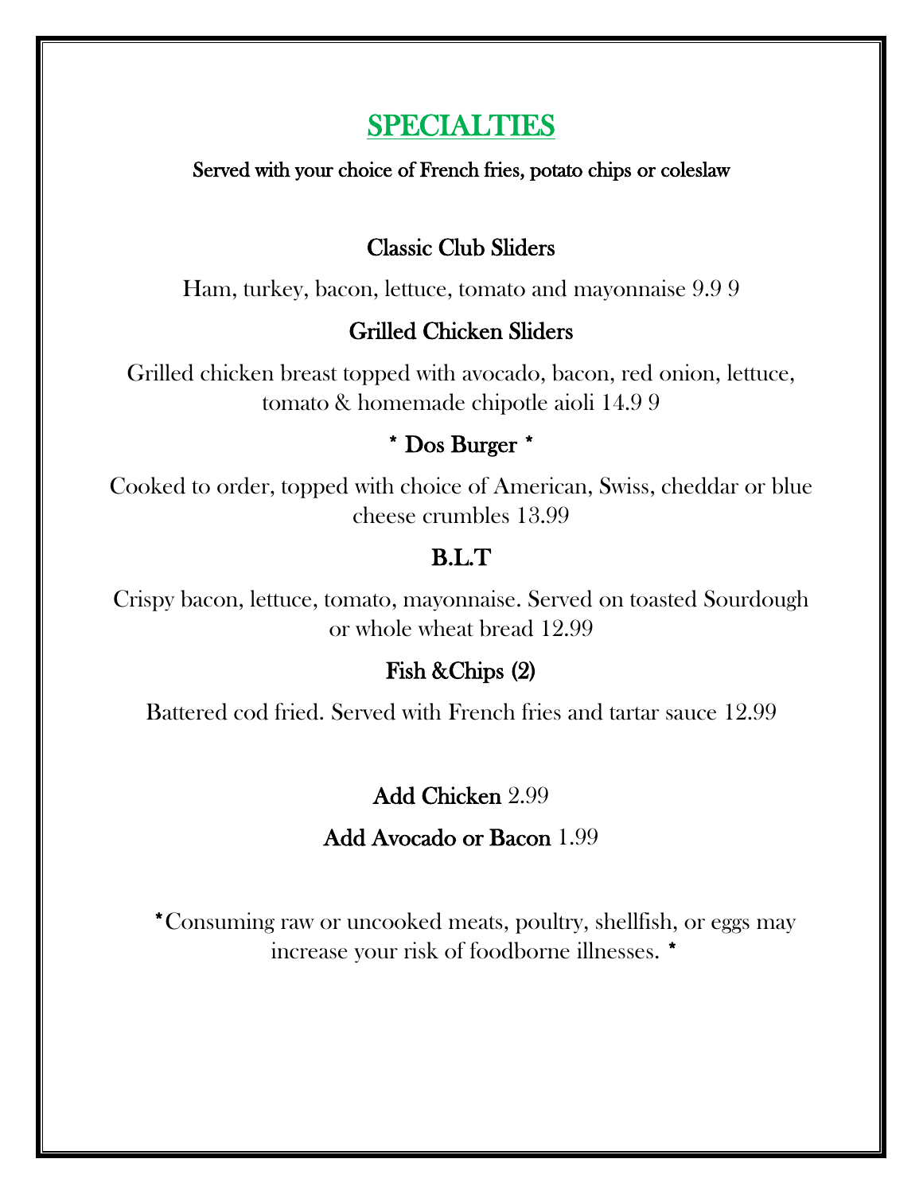# SPECIALTIES

**Served with your choice of French fries, potato chips or coleslaw**

### Classic Club Sliders

Ham, turkey, bacon, lettuce, tomato and mayonnaise 9.9 9

### Grilled Chicken Sliders

Grilled chicken breast topped with avocado, bacon, red onion, lettuce, tomato & homemade chipotle aioli 14.9 9

### * Dos Burger *

Cooked to order, topped with choice of American, Swiss, cheddar or blue cheese crumbles 13.99

### B.L.T

Crispy bacon, lettuce, tomato, mayonnaise. Served on toasted Sourdough or whole wheat bread 12.99

### Fish &Chips (2)

Battered cod fried. Served with French fries and tartar sauce 12.99

**Add Chicken** 2.99

**Add Avocado or Bacon** 1.99

*Consuming raw or uncooked meats, poultry, shellfish, or eggs may increase your risk of foodborne illnesses. *